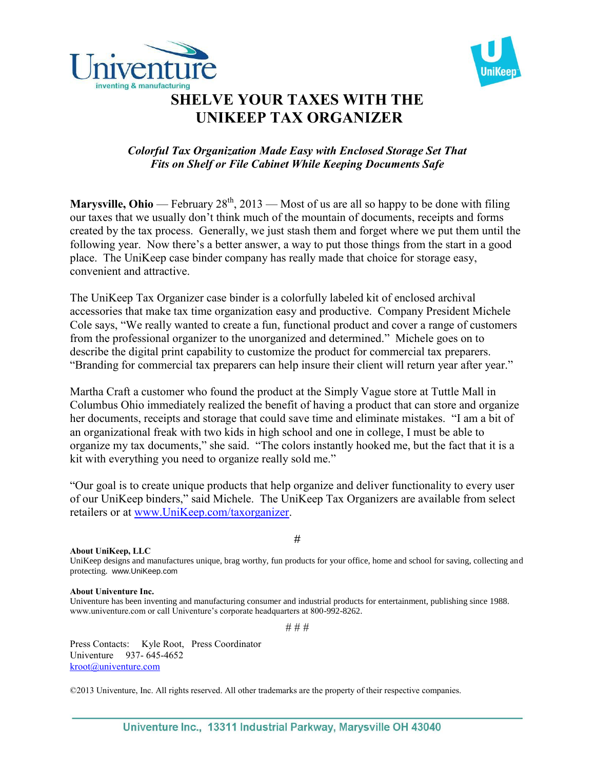# SHELVE YOUR TAXES WITH THE UNIKEEP TAX ORGANIZER

***Colorful Tax Organization Made Easy with Enclosed Storage Set That Fits on Shelf or File Cabinet While Keeping Documents Safe***

**Marysville, Ohio** — February 28th, 2013 — Most of us are all so happy to be done with filing our taxes that we usually don't think much of the mountain of documents, receipts and forms created by the tax process. Generally, we just stash them and forget where we put them until the following year. Now there's a better answer, a way to put those things from the start in a good place. The UniKeep case binder company has really made that choice for storage easy, convenient and attractive.

The UniKeep Tax Organizer case binder is a colorfully labeled kit of enclosed archival accessories that make tax time organization easy and productive. Company President Michele Cole says, "We really wanted to create a fun, functional product and cover a range of customers from the professional organizer to the unorganized and determined." Michele goes on to describe the digital print capability to customize the product for commercial tax preparers. "Branding for commercial tax preparers can help insure their client will return year after year."

Martha Craft a customer who found the product at the Simply Vague store at Tuttle Mall in Columbus Ohio immediately realized the benefit of having a product that can store and organize her documents, receipts and storage that could save time and eliminate mistakes. "I am a bit of an organizational freak with two kids in high school and one in college, I must be able to organize my tax documents," she said. "The colors instantly hooked me, but the fact that it is a kit with everything you need to organize really sold me."

"Our goal is to create unique products that help organize and deliver functionality to every user of our UniKeep binders," said Michele. The UniKeep Tax Organizers are available from select retailers or at www.UniKeep.com/taxorganizer.

#

**About UniKeep, LLC**
UniKeep designs and manufactures unique, brag worthy, fun products for your office, home and school for saving, collecting and protecting. www.UniKeep.com

**About Univenture Inc.**
Univenture has been inventing and manufacturing consumer and industrial products for entertainment, publishing since 1988. www.univenture.com or call Univenture's corporate headquarters at 800-992-8262.

# # #

Press Contacts: Kyle Root, Press Coordinator
Univenture 937- 645-4652
kroot@univenture.com

©2013 Univenture, Inc. All rights reserved. All other trademarks are the property of their respective companies.

Univenture Inc., 13311 Industrial Parkway, Marysville OH 43040